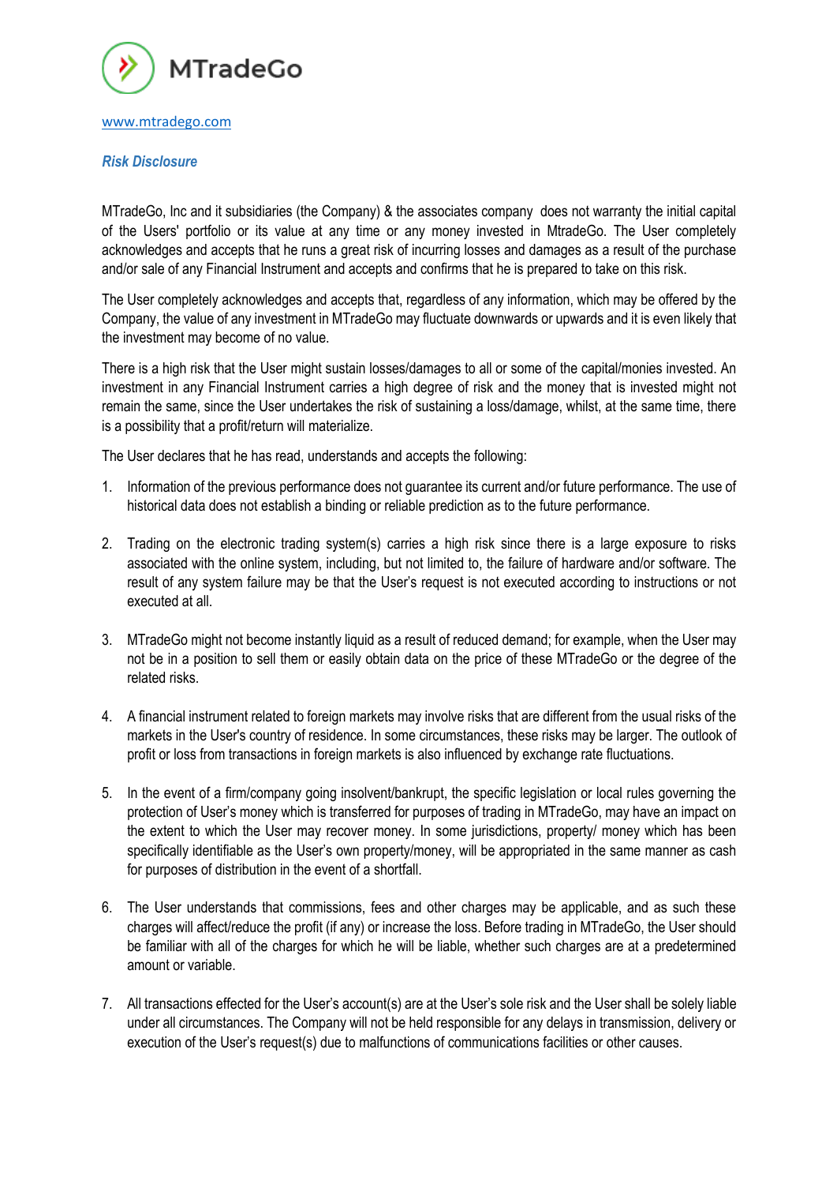MTradeGo

www.mtradego.com

## *Risk Disclosure*

MTradeGo, Inc and it subsidiaries (the Company) & the associates company does not warranty the initial capital of the Users' portfolio or its value at any time or any money invested in MtradeGo. The User completely acknowledges and accepts that he runs a great risk of incurring losses and damages as a result of the purchase and/or sale of any Financial Instrument and accepts and confirms that he is prepared to take on this risk.

The User completely acknowledges and accepts that, regardless of any information, which may be offered by the Company, the value of any investment in MTradeGo may fluctuate downwards or upwards and it is even likely that the investment may become of no value.

There is a high risk that the User might sustain losses/damages to all or some of the capital/monies invested. An investment in any Financial Instrument carries a high degree of risk and the money that is invested might not remain the same, since the User undertakes the risk of sustaining a loss/damage, whilst, at the same time, there is a possibility that a profit/return will materialize.

The User declares that he has read, understands and accepts the following:

1. Information of the previous performance does not guarantee its current and/or future performance. The use of historical data does not establish a binding or reliable prediction as to the future performance.

2. Trading on the electronic trading system(s) carries a high risk since there is a large exposure to risks associated with the online system, including, but not limited to, the failure of hardware and/or software. The result of any system failure may be that the User's request is not executed according to instructions or not executed at all.

3. MTradeGo might not become instantly liquid as a result of reduced demand; for example, when the User may not be in a position to sell them or easily obtain data on the price of these MTradeGo or the degree of the related risks.

4. A financial instrument related to foreign markets may involve risks that are different from the usual risks of the markets in the User's country of residence. In some circumstances, these risks may be larger. The outlook of profit or loss from transactions in foreign markets is also influenced by exchange rate fluctuations.

5. In the event of a firm/company going insolvent/bankrupt, the specific legislation or local rules governing the protection of User's money which is transferred for purposes of trading in MTradeGo, may have an impact on the extent to which the User may recover money. In some jurisdictions, property/ money which has been specifically identifiable as the User's own property/money, will be appropriated in the same manner as cash for purposes of distribution in the event of a shortfall.

6. The User understands that commissions, fees and other charges may be applicable, and as such these charges will affect/reduce the profit (if any) or increase the loss. Before trading in MTradeGo, the User should be familiar with all of the charges for which he will be liable, whether such charges are at a predetermined amount or variable.

7. All transactions effected for the User's account(s) are at the User's sole risk and the User shall be solely liable under all circumstances. The Company will not be held responsible for any delays in transmission, delivery or execution of the User's request(s) due to malfunctions of communications facilities or other causes.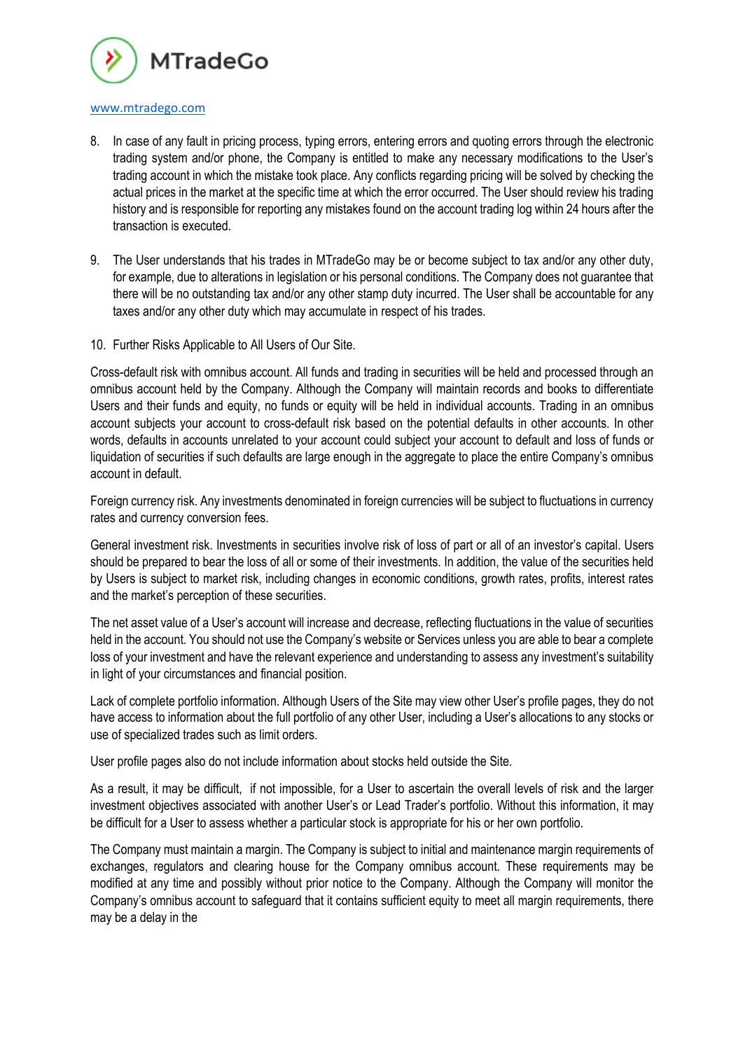8. In case of any fault in pricing process, typing errors, entering errors and quoting errors through the electronic trading system and/or phone, the Company is entitled to make any necessary modifications to the User's trading account in which the mistake took place. Any conflicts regarding pricing will be solved by checking the actual prices in the market at the specific time at which the error occurred. The User should review his trading history and is responsible for reporting any mistakes found on the account trading log within 24 hours after the transaction is executed.

9. The User understands that his trades in MTradeGo may be or become subject to tax and/or any other duty, for example, due to alterations in legislation or his personal conditions. The Company does not guarantee that there will be no outstanding tax and/or any other stamp duty incurred. The User shall be accountable for any taxes and/or any other duty which may accumulate in respect of his trades.

10. Further Risks Applicable to All Users of Our Site.

Cross-default risk with omnibus account. All funds and trading in securities will be held and processed through an omnibus account held by the Company. Although the Company will maintain records and books to differentiate Users and their funds and equity, no funds or equity will be held in individual accounts. Trading in an omnibus account subjects your account to cross-default risk based on the potential defaults in other accounts. In other words, defaults in accounts unrelated to your account could subject your account to default and loss of funds or liquidation of securities if such defaults are large enough in the aggregate to place the entire Company's omnibus account in default.

Foreign currency risk. Any investments denominated in foreign currencies will be subject to fluctuations in currency rates and currency conversion fees.

General investment risk. Investments in securities involve risk of loss of part or all of an investor's capital. Users should be prepared to bear the loss of all or some of their investments. In addition, the value of the securities held by Users is subject to market risk, including changes in economic conditions, growth rates, profits, interest rates and the market's perception of these securities.

The net asset value of a User's account will increase and decrease, reflecting fluctuations in the value of securities held in the account. You should not use the Company's website or Services unless you are able to bear a complete loss of your investment and have the relevant experience and understanding to assess any investment's suitability in light of your circumstances and financial position.

Lack of complete portfolio information. Although Users of the Site may view other User's profile pages, they do not have access to information about the full portfolio of any other User, including a User's allocations to any stocks or use of specialized trades such as limit orders.

User profile pages also do not include information about stocks held outside the Site.

As a result, it may be difficult, if not impossible, for a User to ascertain the overall levels of risk and the larger investment objectives associated with another User's or Lead Trader's portfolio. Without this information, it may be difficult for a User to assess whether a particular stock is appropriate for his or her own portfolio.

The Company must maintain a margin. The Company is subject to initial and maintenance margin requirements of exchanges, regulators and clearing house for the Company omnibus account. These requirements may be modified at any time and possibly without prior notice to the Company. Although the Company will monitor the Company's omnibus account to safeguard that it contains sufficient equity to meet all margin requirements, there may be a delay in the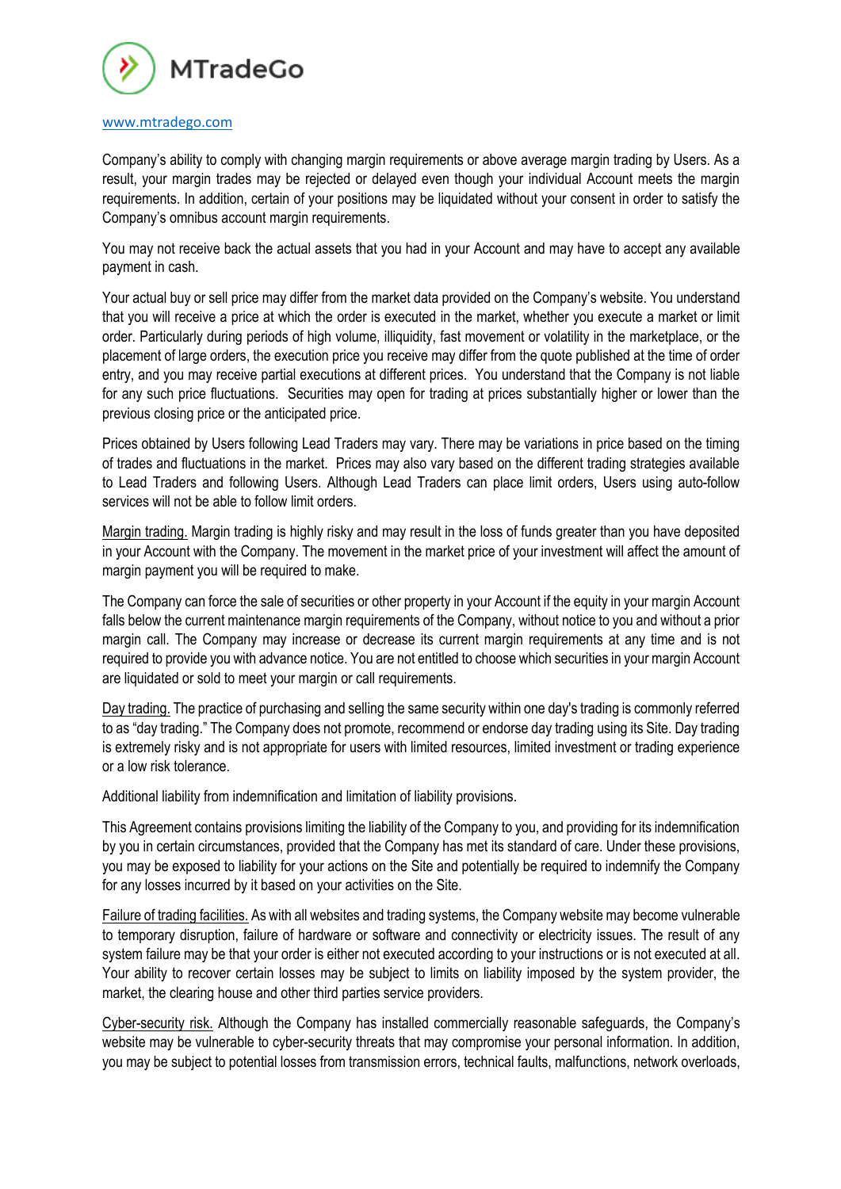Company's ability to comply with changing margin requirements or above average margin trading by Users. As a result, your margin trades may be rejected or delayed even though your individual Account meets the margin requirements. In addition, certain of your positions may be liquidated without your consent in order to satisfy the Company's omnibus account margin requirements.

You may not receive back the actual assets that you had in your Account and may have to accept any available payment in cash.

Your actual buy or sell price may differ from the market data provided on the Company's website. You understand that you will receive a price at which the order is executed in the market, whether you execute a market or limit order. Particularly during periods of high volume, illiquidity, fast movement or volatility in the marketplace, or the placement of large orders, the execution price you receive may differ from the quote published at the time of order entry, and you may receive partial executions at different prices. You understand that the Company is not liable for any such price fluctuations. Securities may open for trading at prices substantially higher or lower than the previous closing price or the anticipated price.

Prices obtained by Users following Lead Traders may vary. There may be variations in price based on the timing of trades and fluctuations in the market. Prices may also vary based on the different trading strategies available to Lead Traders and following Users. Although Lead Traders can place limit orders, Users using auto-follow services will not be able to follow limit orders.

<u>Margin trading.</u> Margin trading is highly risky and may result in the loss of funds greater than you have deposited in your Account with the Company. The movement in the market price of your investment will affect the amount of margin payment you will be required to make.

The Company can force the sale of securities or other property in your Account if the equity in your margin Account falls below the current maintenance margin requirements of the Company, without notice to you and without a prior margin call. The Company may increase or decrease its current margin requirements at any time and is not required to provide you with advance notice. You are not entitled to choose which securities in your margin Account are liquidated or sold to meet your margin or call requirements.

<u>Day trading.</u> The practice of purchasing and selling the same security within one day's trading is commonly referred to as "day trading." The Company does not promote, recommend or endorse day trading using its Site. Day trading is extremely risky and is not appropriate for users with limited resources, limited investment or trading experience or a low risk tolerance.

Additional liability from indemnification and limitation of liability provisions.

This Agreement contains provisions limiting the liability of the Company to you, and providing for its indemnification by you in certain circumstances, provided that the Company has met its standard of care. Under these provisions, you may be exposed to liability for your actions on the Site and potentially be required to indemnify the Company for any losses incurred by it based on your activities on the Site.

<u>Failure of trading facilities.</u> As with all websites and trading systems, the Company website may become vulnerable to temporary disruption, failure of hardware or software and connectivity or electricity issues. The result of any system failure may be that your order is either not executed according to your instructions or is not executed at all. Your ability to recover certain losses may be subject to limits on liability imposed by the system provider, the market, the clearing house and other third parties service providers.

<u>Cyber-security risk.</u> Although the Company has installed commercially reasonable safeguards, the Company's website may be vulnerable to cyber-security threats that may compromise your personal information. In addition, you may be subject to potential losses from transmission errors, technical faults, malfunctions, network overloads,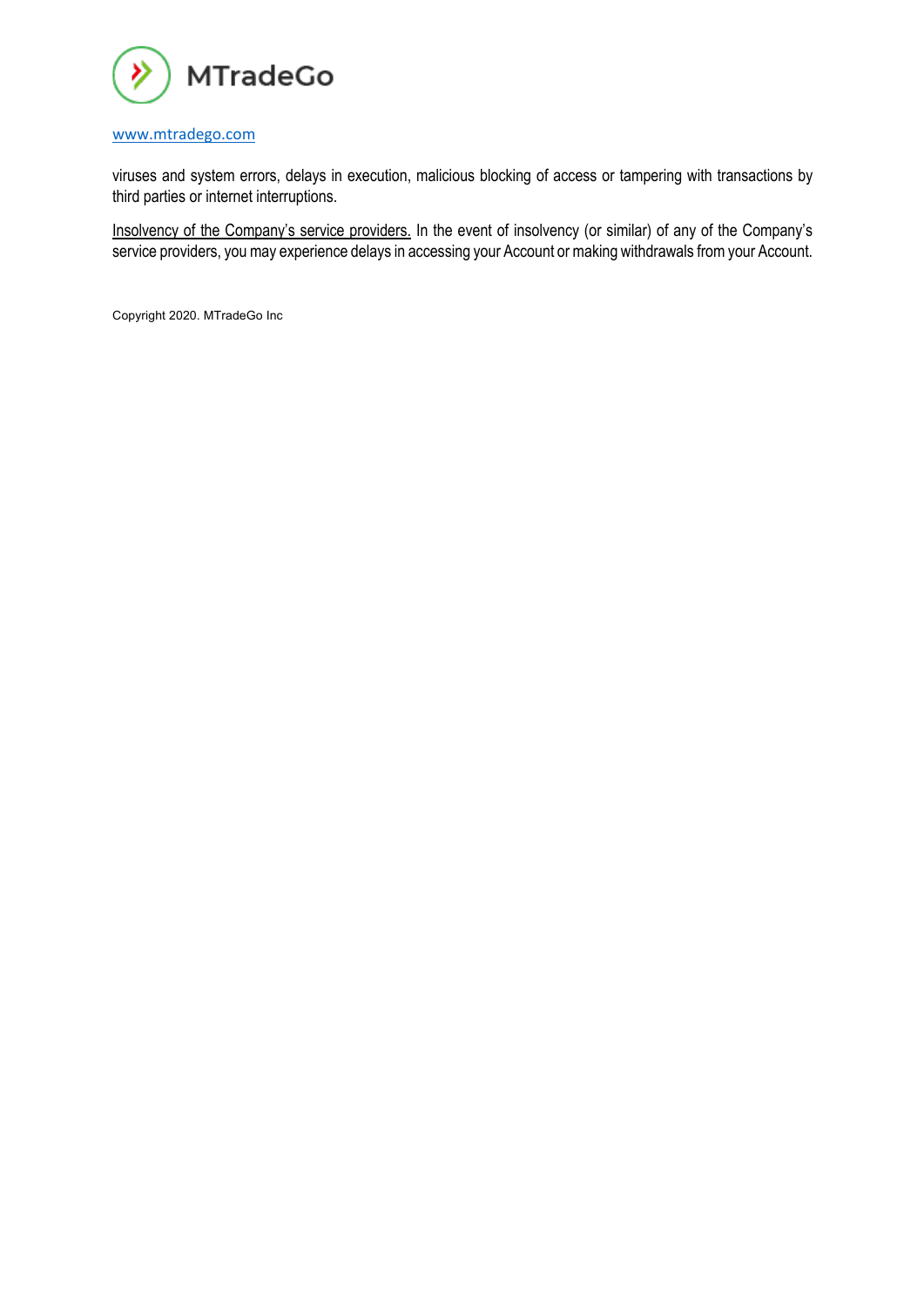viruses and system errors, delays in execution, malicious blocking of access or tampering with transactions by third parties or internet interruptions.

Insolvency of the Company's service providers. In the event of insolvency (or similar) of any of the Company's service providers, you may experience delays in accessing your Account or making withdrawals from your Account.

Copyright 2020. MTradeGo Inc